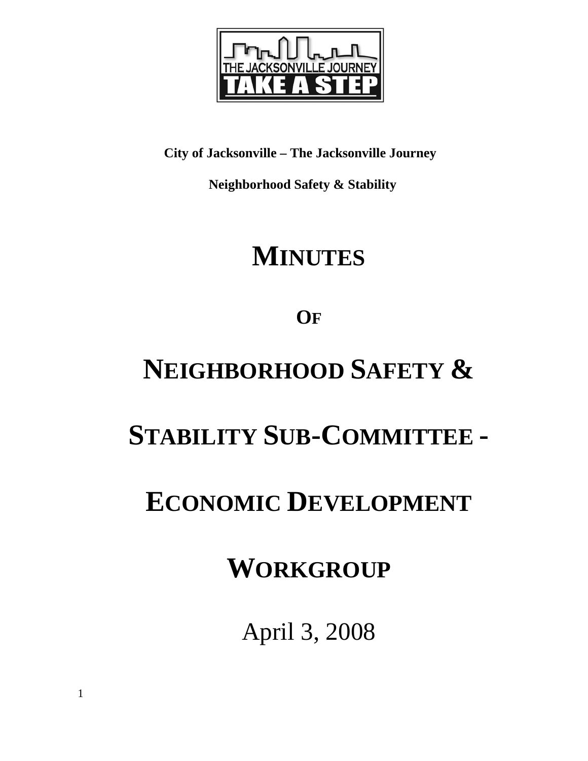**City of Jacksonville – The Jacksonville Journey**

**Neighborhood Safety & Stability**

# MINUTES

# OF

# NEIGHBORHOOD SAFETY & STABILITY SUB-COMMITTEE - ECONOMIC DEVELOPMENT WORKGROUP

April 3, 2008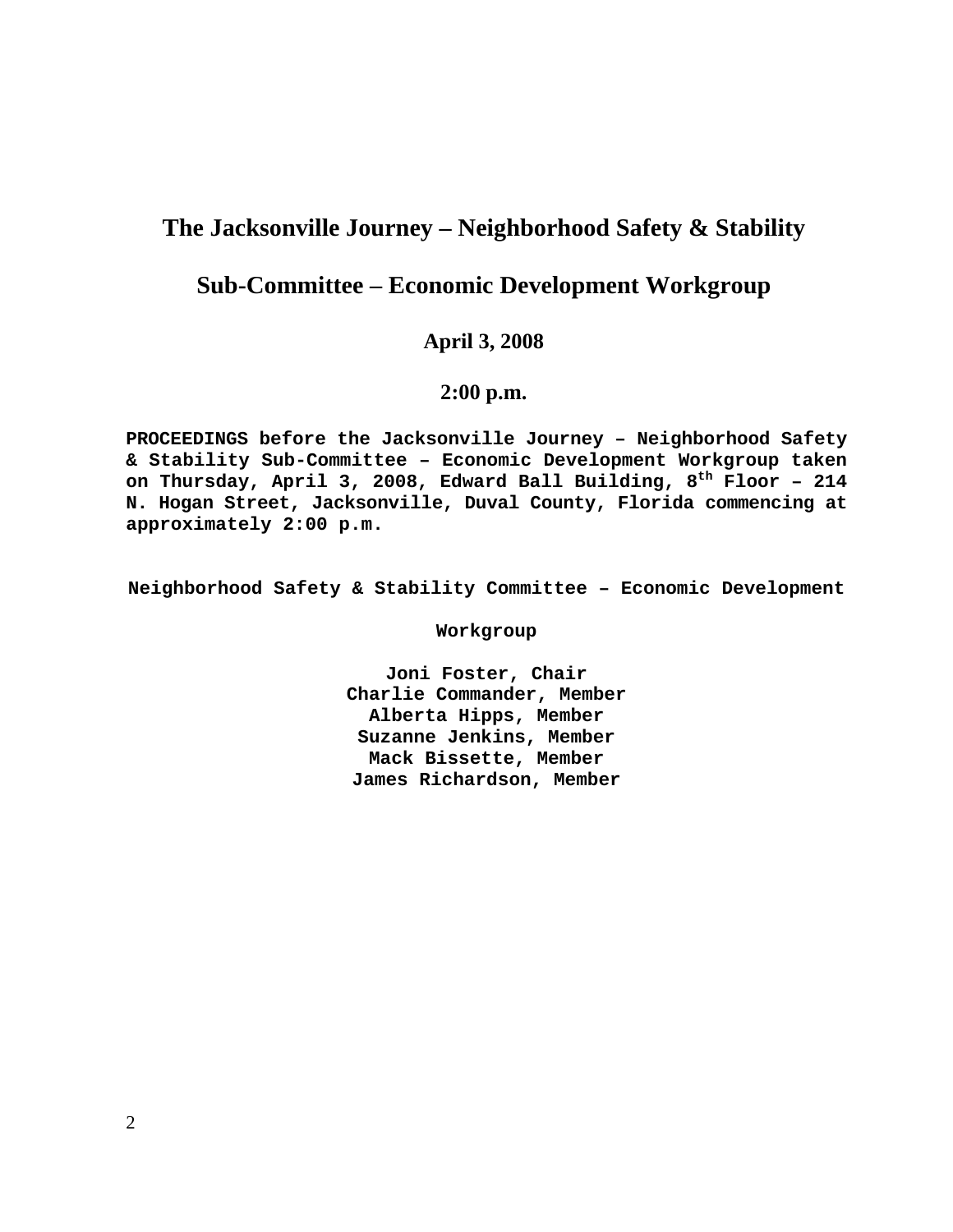# The Jacksonville Journey – Neighborhood Safety & Stability

# Sub-Committee – Economic Development Workgroup

**April 3, 2008**

**2:00 p.m.**

**PROCEEDINGS before the Jacksonville Journey – Neighborhood Safety & Stability Sub-Committee – Economic Development Workgroup taken on Thursday, April 3, 2008, Edward Ball Building, 8th Floor – 214 N. Hogan Street, Jacksonville, Duval County, Florida commencing at approximately 2:00 p.m.**

**Neighborhood Safety & Stability Committee – Economic Development Workgroup**

**Joni Foster, Chair**
**Charlie Commander, Member**
**Alberta Hipps, Member**
**Suzanne Jenkins, Member**
**Mack Bissette, Member**
**James Richardson, Member**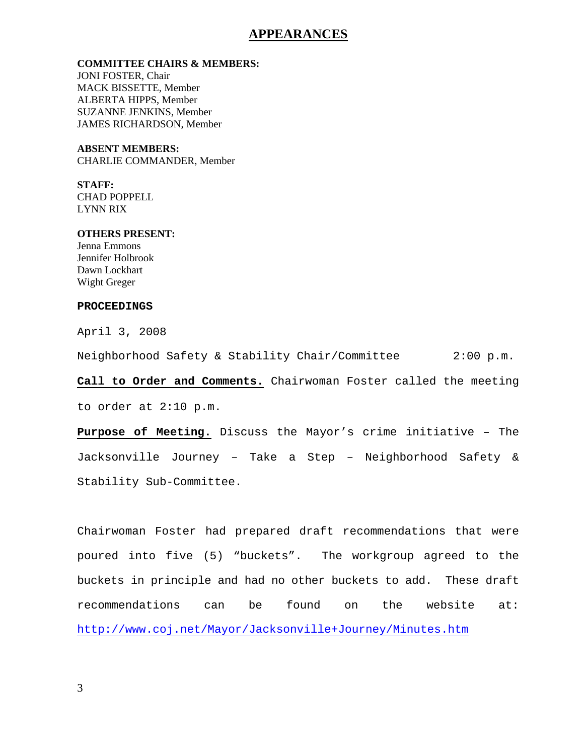# APPEARANCES

**COMMITTEE CHAIRS & MEMBERS:**
JONI FOSTER, Chair
MACK BISSETTE, Member
ALBERTA HIPPS, Member
SUZANNE JENKINS, Member
JAMES RICHARDSON, Member

**ABSENT MEMBERS:**
CHARLIE COMMANDER, Member

**STAFF:**
CHAD POPPELL
LYNN RIX

**OTHERS PRESENT:**
Jenna Emmons
Jennifer Holbrook
Dawn Lockhart
Wight Greger

**PROCEEDINGS**

April 3, 2008

Neighborhood Safety & Stability Chair/Committee 2:00 p.m.

**Call to Order and Comments.** Chairwoman Foster called the meeting to order at 2:10 p.m.

**Purpose of Meeting.** Discuss the Mayor's crime initiative – The Jacksonville Journey – Take a Step – Neighborhood Safety & Stability Sub-Committee.

Chairwoman Foster had prepared draft recommendations that were poured into five (5) "buckets". The workgroup agreed to the buckets in principle and had no other buckets to add. These draft recommendations can be found on the website at: http://www.coj.net/Mayor/Jacksonville+Journey/Minutes.htm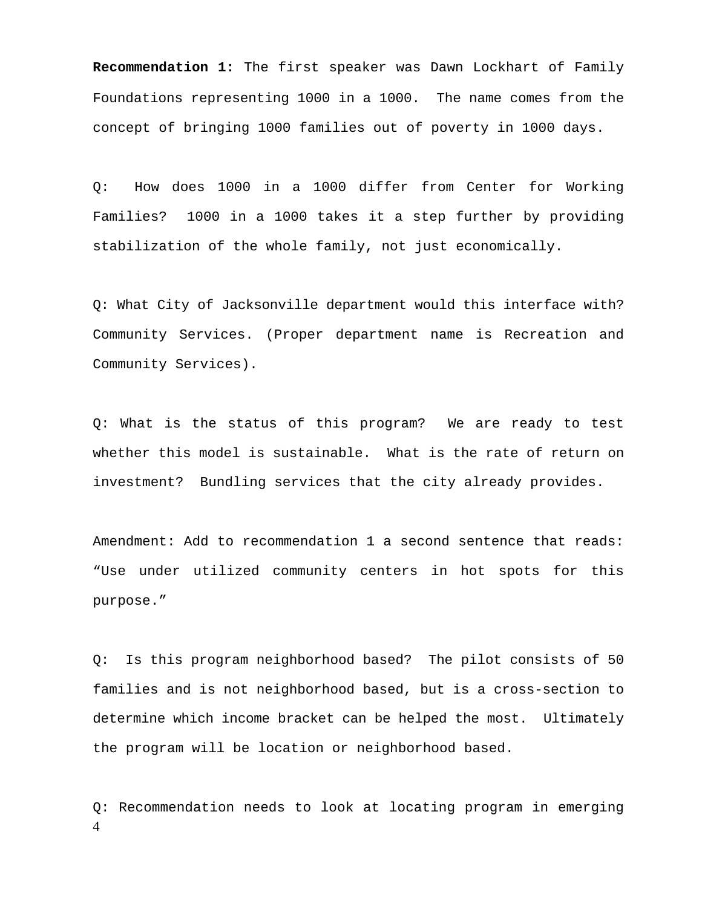**Recommendation 1:** The first speaker was Dawn Lockhart of Family Foundations representing 1000 in a 1000. The name comes from the concept of bringing 1000 families out of poverty in 1000 days.

Q: How does 1000 in a 1000 differ from Center for Working Families? 1000 in a 1000 takes it a step further by providing stabilization of the whole family, not just economically.

Q: What City of Jacksonville department would this interface with? Community Services. (Proper department name is Recreation and Community Services).

Q: What is the status of this program? We are ready to test whether this model is sustainable. What is the rate of return on investment? Bundling services that the city already provides.

Amendment: Add to recommendation 1 a second sentence that reads: "Use under utilized community centers in hot spots for this purpose."

Q: Is this program neighborhood based? The pilot consists of 50 families and is not neighborhood based, but is a cross-section to determine which income bracket can be helped the most. Ultimately the program will be location or neighborhood based.

Q: Recommendation needs to look at locating program in emerging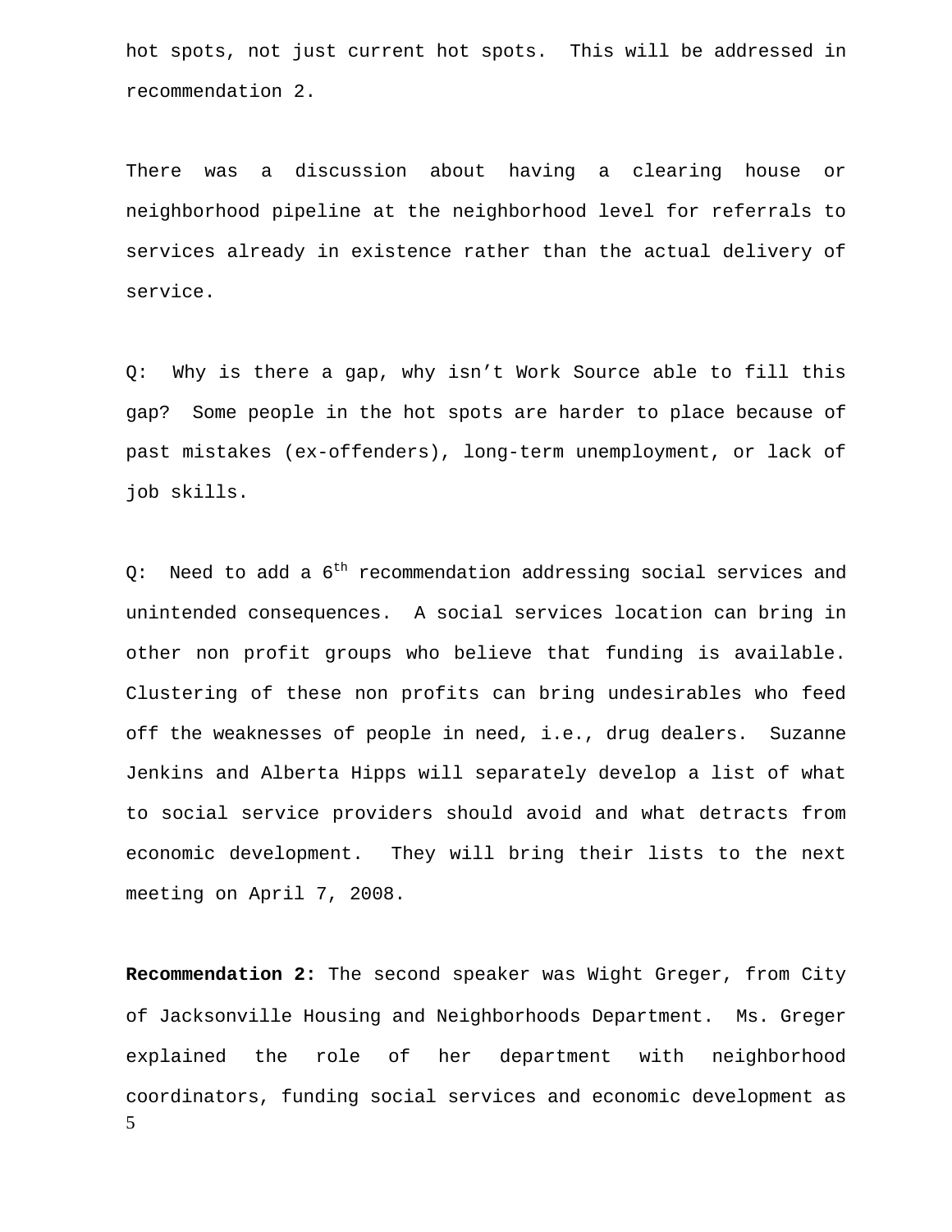hot spots, not just current hot spots. This will be addressed in recommendation 2.

There was a discussion about having a clearing house or neighborhood pipeline at the neighborhood level for referrals to services already in existence rather than the actual delivery of service.

Q: Why is there a gap, why isn't Work Source able to fill this gap? Some people in the hot spots are harder to place because of past mistakes (ex-offenders), long-term unemployment, or lack of job skills.

Q: Need to add a 6th recommendation addressing social services and unintended consequences. A social services location can bring in other non profit groups who believe that funding is available. Clustering of these non profits can bring undesirables who feed off the weaknesses of people in need, i.e., drug dealers. Suzanne Jenkins and Alberta Hipps will separately develop a list of what to social service providers should avoid and what detracts from economic development. They will bring their lists to the next meeting on April 7, 2008.

**Recommendation 2:** The second speaker was Wight Greger, from City of Jacksonville Housing and Neighborhoods Department. Ms. Greger explained the role of her department with neighborhood coordinators, funding social services and economic development as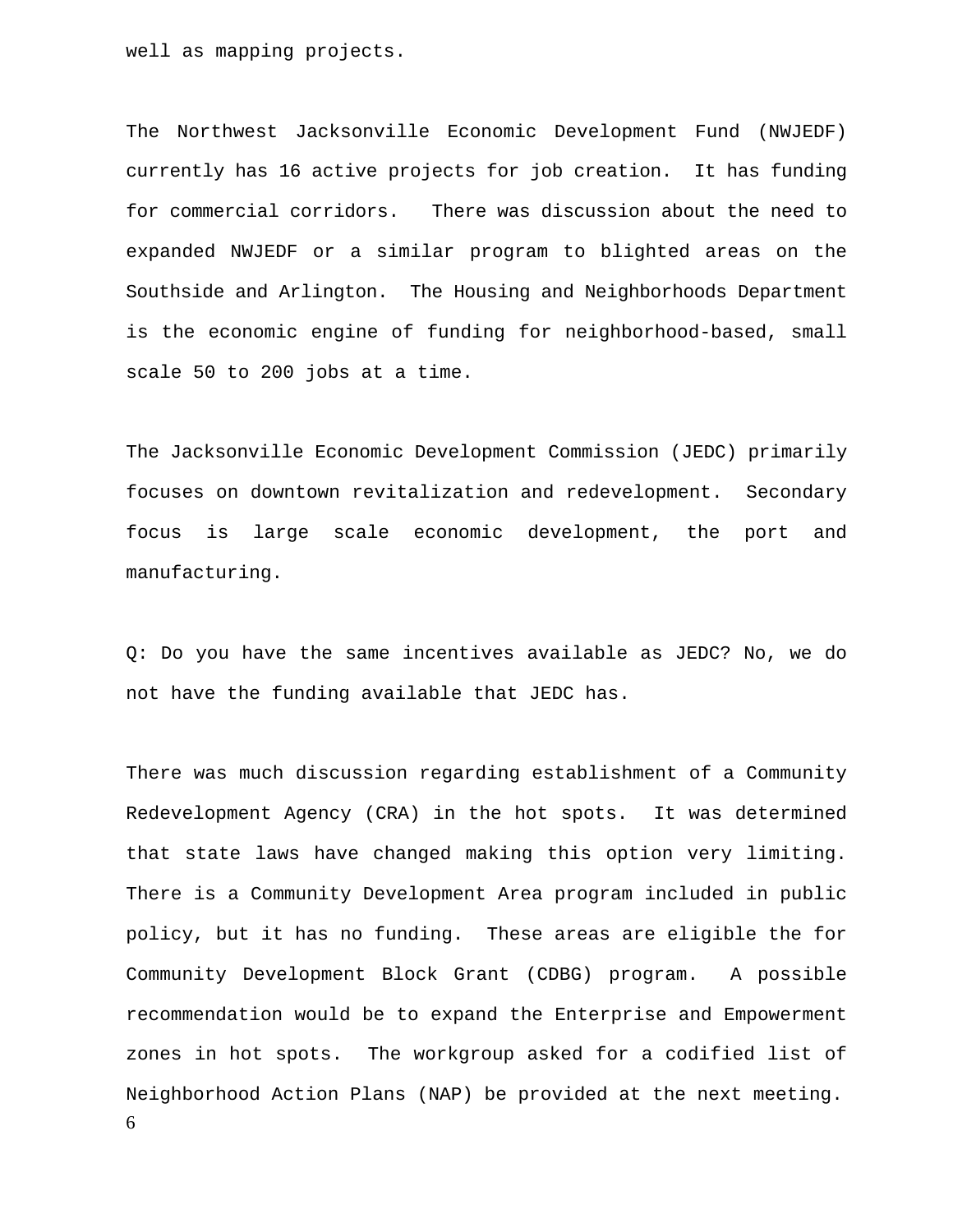well as mapping projects.

The Northwest Jacksonville Economic Development Fund (NWJEDF) currently has 16 active projects for job creation. It has funding for commercial corridors. There was discussion about the need to expanded NWJEDF or a similar program to blighted areas on the Southside and Arlington. The Housing and Neighborhoods Department is the economic engine of funding for neighborhood-based, small scale 50 to 200 jobs at a time.

The Jacksonville Economic Development Commission (JEDC) primarily focuses on downtown revitalization and redevelopment. Secondary focus is large scale economic development, the port and manufacturing.

Q: Do you have the same incentives available as JEDC? No, we do not have the funding available that JEDC has.

There was much discussion regarding establishment of a Community Redevelopment Agency (CRA) in the hot spots. It was determined that state laws have changed making this option very limiting. There is a Community Development Area program included in public policy, but it has no funding. These areas are eligible the for Community Development Block Grant (CDBG) program. A possible recommendation would be to expand the Enterprise and Empowerment zones in hot spots. The workgroup asked for a codified list of Neighborhood Action Plans (NAP) be provided at the next meeting.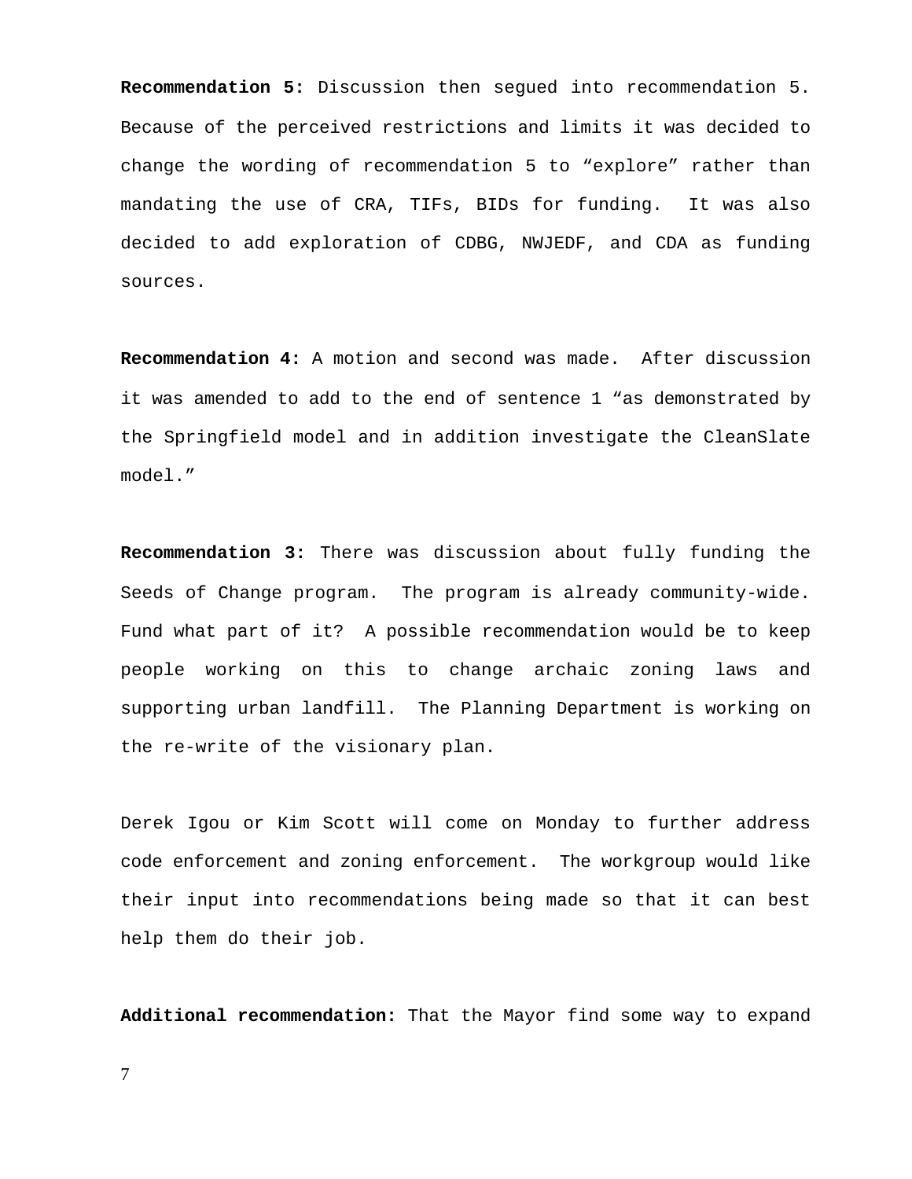**Recommendation 5:** Discussion then segued into recommendation 5. Because of the perceived restrictions and limits it was decided to change the wording of recommendation 5 to "explore" rather than mandating the use of CRA, TIFs, BIDs for funding. It was also decided to add exploration of CDBG, NWJEDF, and CDA as funding sources.

**Recommendation 4:** A motion and second was made. After discussion it was amended to add to the end of sentence 1 "as demonstrated by the Springfield model and in addition investigate the CleanSlate model."

**Recommendation 3:** There was discussion about fully funding the Seeds of Change program. The program is already community-wide. Fund what part of it? A possible recommendation would be to keep people working on this to change archaic zoning laws and supporting urban landfill. The Planning Department is working on the re-write of the visionary plan.

Derek Igou or Kim Scott will come on Monday to further address code enforcement and zoning enforcement. The workgroup would like their input into recommendations being made so that it can best help them do their job.

**Additional recommendation:** That the Mayor find some way to expand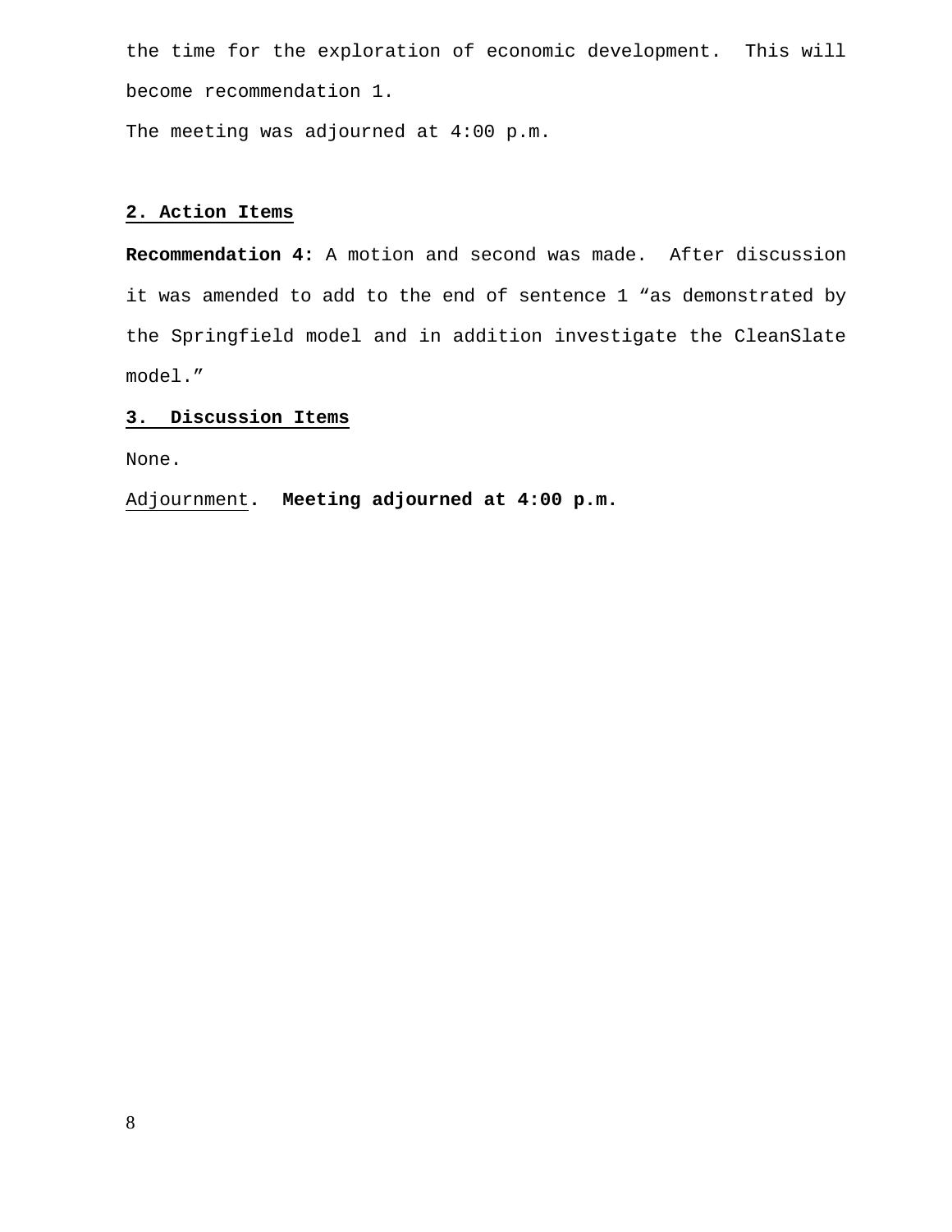the time for the exploration of economic development. This will become recommendation 1.

The meeting was adjourned at 4:00 p.m.

## 2. Action Items

**Recommendation 4:** A motion and second was made. After discussion it was amended to add to the end of sentence 1 "as demonstrated by the Springfield model and in addition investigate the CleanSlate model."

## 3. Discussion Items

None.

Adjournment. **Meeting adjourned at 4:00 p.m.**